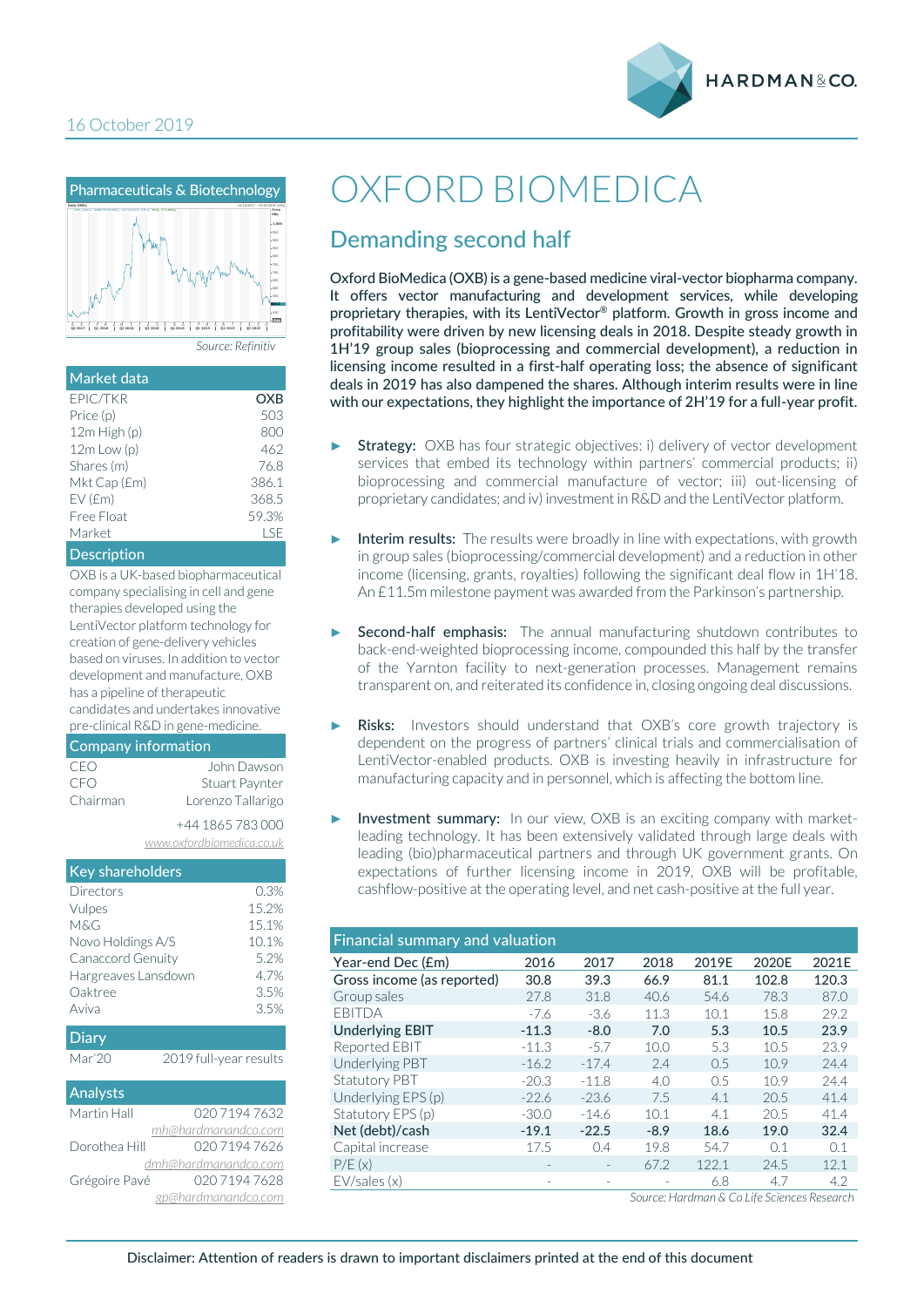16 October 2019

# OXFORD BIOMEDICA

## Demanding second half

**Oxford BioMedica (OXB) is a gene-based medicine viral-vector biopharma company. It offers vector manufacturing and development services, while developing proprietary therapies, with its LentiVector® platform. Growth in gross income and profitability were driven by new licensing deals in 2018. Despite steady growth in 1H'19 group sales (bioprocessing and commercial development), a reduction in licensing income resulted in a first-half operating loss; the absence of significant deals in 2019 has also dampened the shares. Although interim results were in line with our expectations, they highlight the importance of 2H'19 for a full-year profit.**

- **Strategy:** OXB has four strategic objectives: i) delivery of vector development services that embed its technology within partners' commercial products; ii) bioprocessing and commercial manufacture of vector; iii) out-licensing of proprietary candidates; and iv) investment in R&D and the LentiVector platform.

- **Interim results:** The results were broadly in line with expectations, with growth in group sales (bioprocessing/commercial development) and a reduction in other income (licensing, grants, royalties) following the significant deal flow in 1H'18. An £11.5m milestone payment was awarded from the Parkinson's partnership.

- **Second-half emphasis:** The annual manufacturing shutdown contributes to back-end-weighted bioprocessing income, compounded this half by the transfer of the Yarnton facility to next-generation processes. Management remains transparent on, and reiterated its confidence in, closing ongoing deal discussions.

- **Risks:** Investors should understand that OXB's core growth trajectory is dependent on the progress of partners' clinical trials and commercialisation of LentiVector-enabled products. OXB is investing heavily in infrastructure for manufacturing capacity and in personnel, which is affecting the bottom line.

- **Investment summary:** In our view, OXB is an exciting company with market-leading technology. It has been extensively validated through large deals with leading (bio)pharmaceutical partners and through UK government grants. On expectations of further licensing income in 2019, OXB will be profitable, cashflow-positive at the operating level, and net cash-positive at the full year.

### Financial summary and valuation

| Year-end Dec (£m) | 2016 | 2017 | 2018 | 2019E | 2020E | 2021E |
|---|---|---|---|---|---|---|
| **Gross income (as reported)** | 30.8 | 39.3 | 66.9 | 81.1 | 102.8 | 120.3 |
| Group sales | 27.8 | 31.8 | 40.6 | 54.6 | 78.3 | 87.0 |
| EBITDA | -7.6 | -3.6 | 11.3 | 10.1 | 15.8 | 29.2 |
| **Underlying EBIT** | -11.3 | -8.0 | 7.0 | 5.3 | 10.5 | 23.9 |
| Reported EBIT | -11.3 | -5.7 | 10.0 | 5.3 | 10.5 | 23.9 |
| Underlying PBT | -16.2 | -17.4 | 2.4 | 0.5 | 10.9 | 24.4 |
| Statutory PBT | -20.3 | -11.8 | 4.0 | 0.5 | 10.9 | 24.4 |
| Underlying EPS (p) | -22.6 | -23.6 | 7.5 | 4.1 | 20.5 | 41.4 |
| Statutory EPS (p) | -30.0 | -14.6 | 10.1 | 4.1 | 20.5 | 41.4 |
| **Net (debt)/cash** | -19.1 | -22.5 | -8.9 | 18.6 | 19.0 | 32.4 |
| Capital increase | 17.5 | 0.4 | 19.8 | 54.7 | 0.1 | 0.1 |
| P/E (x) | - | - | 67.2 | 122.1 | 24.5 | 12.1 |
| EV/sales (x) | - | - | - | 6.8 | 4.7 | 4.2 |

*Source: Hardman & Co Life Sciences Research*

### Pharmaceuticals & Biotechnology

*Source: Refinitiv*

### Market data

| | |
|---|---|
| EPIC/TKR | OXB |
| Price (p) | 503 |
| 12m High (p) | 800 |
| 12m Low (p) | 462 |
| Shares (m) | 76.8 |
| Mkt Cap (£m) | 386.1 |
| EV (£m) | 368.5 |
| Free Float | 59.3% |
| Market | LSE |

### Description

OXB is a UK-based biopharmaceutical company specialising in cell and gene therapies developed using the LentiVector platform technology for creation of gene-delivery vehicles based on viruses. In addition to vector development and manufacture, OXB has a pipeline of therapeutic candidates and undertakes innovative pre-clinical R&D in gene-medicine.

### Company information

| | |
|---|---|
| CEO | John Dawson |
| CFO | Stuart Paynter |
| Chairman | Lorenzo Tallarigo |

+44 1865 783 000

www.oxfordbiomedica.co.uk

### Key shareholders

| | |
|---|---|
| Directors | 0.3% |
| Vulpes | 15.2% |
| M&G | 15.1% |
| Novo Holdings A/S | 10.1% |
| Canaccord Genuity | 5.2% |
| Hargreaves Lansdown | 4.7% |
| Oaktree | 3.5% |
| Aviva | 3.5% |

### Diary

| | |
|---|---|
| Mar'20 | 2019 full-year results |

### Analysts

| | |
|---|---|
| Martin Hall | 020 7194 7632 |
| | mh@hardmanandco.com |
| Dorothea Hill | 020 7194 7626 |
| | dmh@hardmanandco.com |
| Grégoire Pavé | 020 7194 7628 |
| | gp@hardmanandco.com |

Disclaimer: Attention of readers is drawn to important disclaimers printed at the end of this document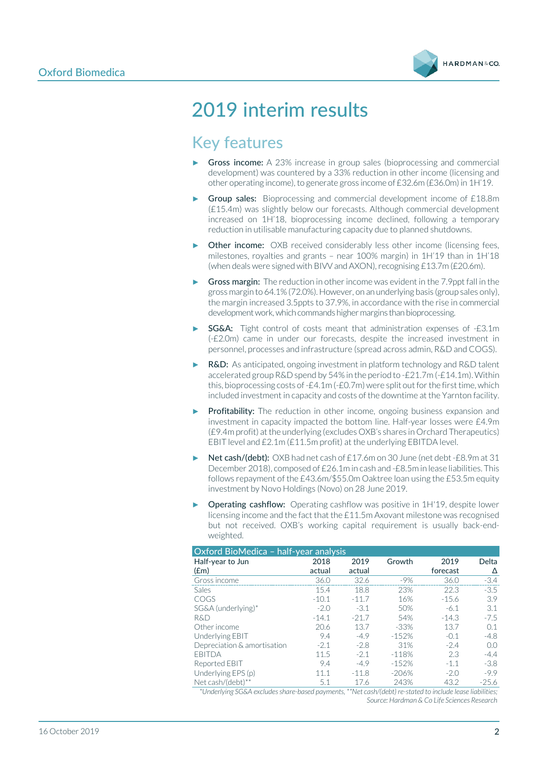# 2019 interim results

## Key features

- **Gross income:** A 23% increase in group sales (bioprocessing and commercial development) was countered by a 33% reduction in other income (licensing and other operating income), to generate gross income of £32.6m (£36.0m) in 1H'19.
- **Group sales:** Bioprocessing and commercial development income of £18.8m (£15.4m) was slightly below our forecasts. Although commercial development increased on 1H'18, bioprocessing income declined, following a temporary reduction in utilisable manufacturing capacity due to planned shutdowns.
- **Other income:** OXB received considerably less other income (licensing fees, milestones, royalties and grants – near 100% margin) in 1H'19 than in 1H'18 (when deals were signed with BIVV and AXON), recognising £13.7m (£20.6m).
- **Gross margin:** The reduction in other income was evident in the 7.9ppt fall in the gross margin to 64.1% (72.0%). However, on an underlying basis (group sales only), the margin increased 3.5ppts to 37.9%, in accordance with the rise in commercial development work, which commands higher margins than bioprocessing.
- **SG&A:** Tight control of costs meant that administration expenses of -£3.1m (-£2.0m) came in under our forecasts, despite the increased investment in personnel, processes and infrastructure (spread across admin, R&D and COGS).
- **R&D:** As anticipated, ongoing investment in platform technology and R&D talent accelerated group R&D spend by 54% in the period to -£21.7m (-£14.1m). Within this, bioprocessing costs of -£4.1m (-£0.7m) were split out for the first time, which included investment in capacity and costs of the downtime at the Yarnton facility.
- **Profitability:** The reduction in other income, ongoing business expansion and investment in capacity impacted the bottom line. Half-year losses were £4.9m (£9.4m profit) at the underlying (excludes OXB's shares in Orchard Therapeutics) EBIT level and £2.1m (£11.5m profit) at the underlying EBITDA level.
- **Net cash/(debt):** OXB had net cash of £17.6m on 30 June (net debt -£8.9m at 31 December 2018), composed of £26.1m in cash and -£8.5m in lease liabilities. This follows repayment of the £43.6m/$55.0m Oaktree loan using the £53.5m equity investment by Novo Holdings (Novo) on 28 June 2019.
- **Operating cashflow:** Operating cashflow was positive in 1H'19, despite lower licensing income and the fact that the £11.5m Axovant milestone was recognised but not received. OXB's working capital requirement is usually back-end-weighted.

**Oxford BioMedica – half-year analysis**

| Half-year to Jun (£m) | 2018 actual | 2019 actual | Growth | 2019 forecast | Delta Δ |
|---|---|---|---|---|---|
| Gross income | 36.0 | 32.6 | -9% | 36.0 | -3.4 |
| Sales | 15.4 | 18.8 | 23% | 22.3 | -3.5 |
| COGS | -10.1 | -11.7 | 16% | -15.6 | 3.9 |
| SG&A (underlying)* | -2.0 | -3.1 | 50% | -6.1 | 3.1 |
| R&D | -14.1 | -21.7 | 54% | -14.3 | -7.5 |
| Other income | 20.6 | 13.7 | -33% | 13.7 | 0.1 |
| Underlying EBIT | 9.4 | -4.9 | -152% | -0.1 | -4.8 |
| Depreciation & amortisation | -2.1 | -2.8 | 31% | -2.4 | 0.0 |
| EBITDA | 11.5 | -2.1 | -118% | 2.3 | -4.4 |
| Reported EBIT | 9.4 | -4.9 | -152% | -1.1 | -3.8 |
| Underlying EPS (p) | 11.1 | -11.8 | -206% | -2.0 | -9.9 |
| Net cash/(debt)** | 5.1 | 17.6 | 243% | 43.2 | -25.6 |

*\*Underlying SG&A excludes share-based payments, \*\*Net cash/(debt) re-stated to include lease liabilities;*
*Source: Hardman & Co Life Sciences Research*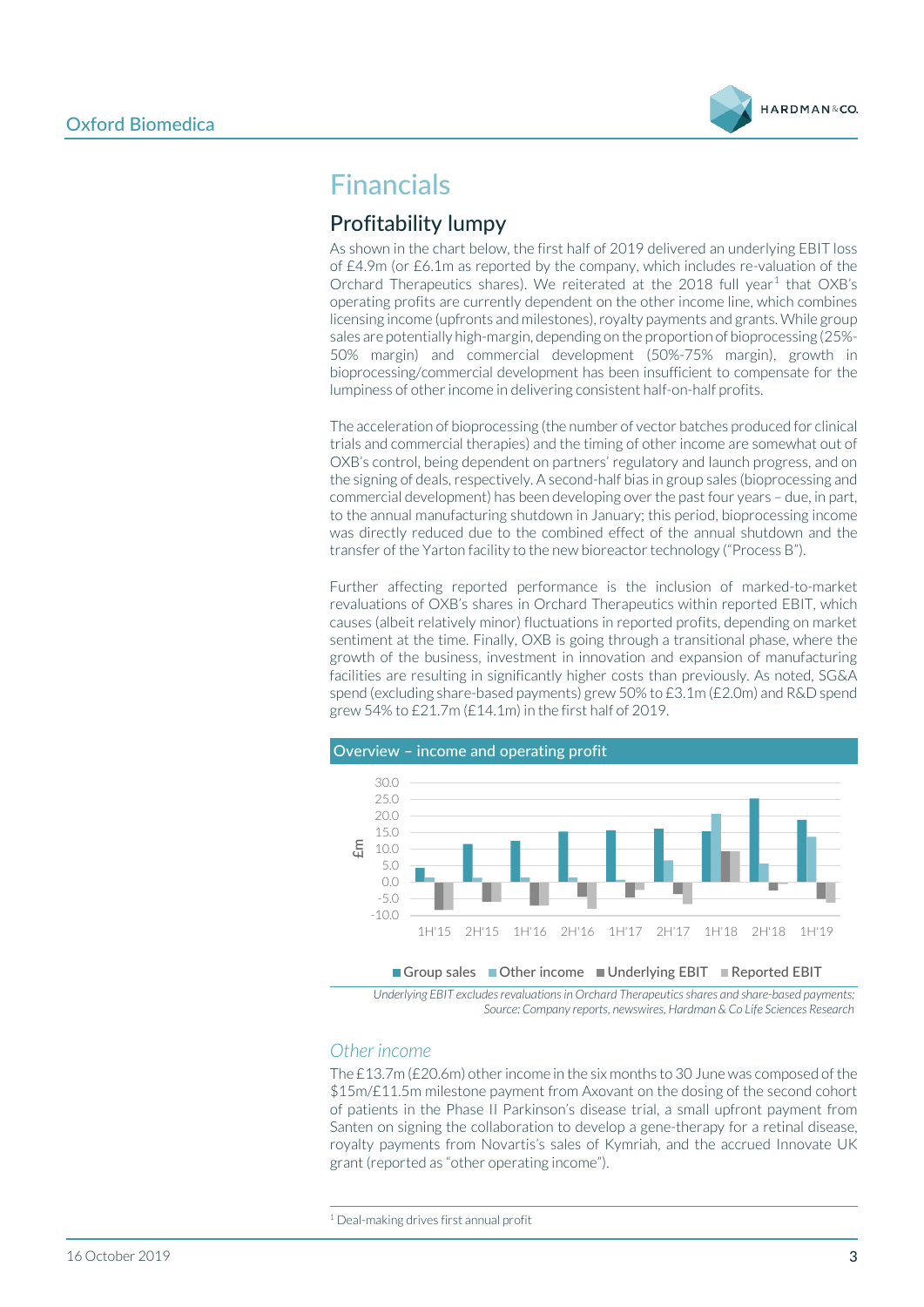# Financials

## Profitability lumpy

As shown in the chart below, the first half of 2019 delivered an underlying EBIT loss of £4.9m (or £6.1m as reported by the company, which includes re-valuation of the Orchard Therapeutics shares). We reiterated at the 2018 full year[1] that OXB's operating profits are currently dependent on the other income line, which combines licensing income (upfronts and milestones), royalty payments and grants. While group sales are potentially high-margin, depending on the proportion of bioprocessing (25%-50% margin) and commercial development (50%-75% margin), growth in bioprocessing/commercial development has been insufficient to compensate for the lumpiness of other income in delivering consistent half-on-half profits.

The acceleration of bioprocessing (the number of vector batches produced for clinical trials and commercial therapies) and the timing of other income are somewhat out of OXB's control, being dependent on partners' regulatory and launch progress, and on the signing of deals, respectively. A second-half bias in group sales (bioprocessing and commercial development) has been developing over the past four years – due, in part, to the annual manufacturing shutdown in January; this period, bioprocessing income was directly reduced due to the combined effect of the annual shutdown and the transfer of the Yarton facility to the new bioreactor technology ("Process B").

Further affecting reported performance is the inclusion of marked-to-market revaluations of OXB's shares in Orchard Therapeutics within reported EBIT, which causes (albeit relatively minor) fluctuations in reported profits, depending on market sentiment at the time. Finally, OXB is going through a transitional phase, where the growth of the business, investment in innovation and expansion of manufacturing facilities are resulting in significantly higher costs than previously. As noted, SG&A spend (excluding share-based payments) grew 50% to £3.1m (£2.0m) and R&D spend grew 54% to £21.7m (£14.1m) in the first half of 2019.

**Overview – income and operating profit**

Underlying EBIT excludes revaluations in Orchard Therapeutics shares and share-based payments; Source: Company reports, newswires, Hardman & Co Life Sciences Research

### *Other income*

The £13.7m (£20.6m) other income in the six months to 30 June was composed of the $15m/£11.5m milestone payment from Axovant on the dosing of the second cohort of patients in the Phase II Parkinson's disease trial, a small upfront payment from Santen on signing the collaboration to develop a gene-therapy for a retinal disease, royalty payments from Novartis's sales of Kymriah, and the accrued Innovate UK grant (reported as "other operating income").

[1] Deal-making drives first annual profit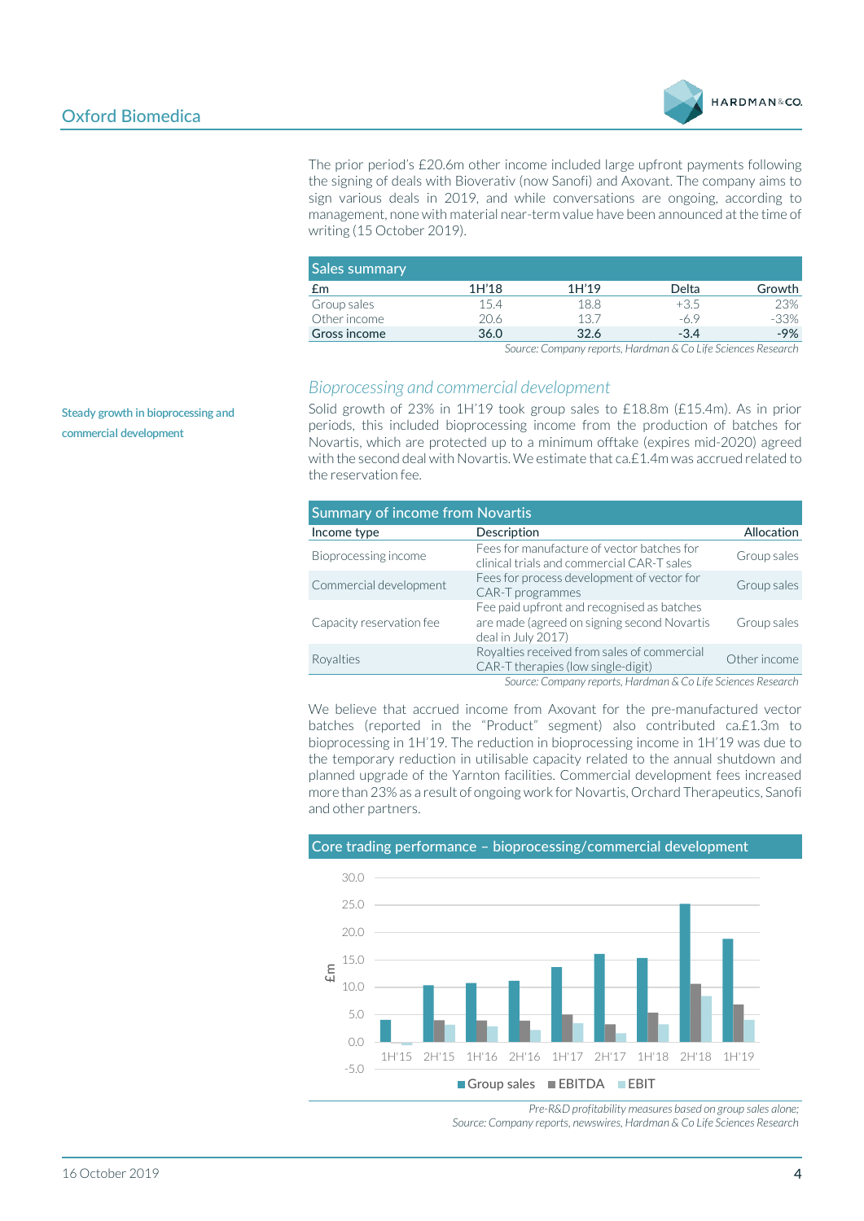The prior period's £20.6m other income included large upfront payments following the signing of deals with Bioverativ (now Sanofi) and Axovant. The company aims to sign various deals in 2019, and while conversations are ongoing, according to management, none with material near-term value have been announced at the time of writing (15 October 2019).

**Sales summary**

| £m | 1H'18 | 1H'19 | Delta | Growth |
|---|---|---|---|---|
| Group sales | 15.4 | 18.8 | +3.5 | 23% |
| Other income | 20.6 | 13.7 | -6.9 | -33% |
| **Gross income** | **36.0** | **32.6** | **-3.4** | **-9%** |

*Source: Company reports, Hardman & Co Life Sciences Research*

### *Bioprocessing and commercial development*

Steady growth in bioprocessing and commercial development

Solid growth of 23% in 1H'19 took group sales to £18.8m (£15.4m). As in prior periods, this included bioprocessing income from the production of batches for Novartis, which are protected up to a minimum offtake (expires mid-2020) agreed with the second deal with Novartis. We estimate that ca.£1.4m was accrued related to the reservation fee.

**Summary of income from Novartis**

| Income type | Description | Allocation |
|---|---|---|
| Bioprocessing income | Fees for manufacture of vector batches for clinical trials and commercial CAR-T sales | Group sales |
| Commercial development | Fees for process development of vector for CAR-T programmes | Group sales |
| Capacity reservation fee | Fee paid upfront and recognised as batches are made (agreed on signing second Novartis deal in July 2017) | Group sales |
| Royalties | Royalties received from sales of commercial CAR-T therapies (low single-digit) | Other income |

*Source: Company reports, Hardman & Co Life Sciences Research*

We believe that accrued income from Axovant for the pre-manufactured vector batches (reported in the "Product" segment) also contributed ca.£1.3m to bioprocessing in 1H'19. The reduction in bioprocessing income in 1H'19 was due to the temporary reduction in utilisable capacity related to the annual shutdown and planned upgrade of the Yarnton facilities. Commercial development fees increased more than 23% as a result of ongoing work for Novartis, Orchard Therapeutics, Sanofi and other partners.

**Core trading performance – bioprocessing/commercial development**

| £m | 1H'15 | 2H'15 | 1H'16 | 2H'16 | 1H'17 | 2H'17 | 1H'18 | 2H'18 | 1H'19 |
|---|---|---|---|---|---|---|---|---|---|
| Group sales | ~4.0 | ~10.3 | ~10.8 | ~11.2 | ~13.7 | ~16.1 | ~15.4 | ~25.2 | ~18.8 |
| EBITDA | ~0.0 | ~4.0 | ~3.9 | ~3.9 | ~5.1 | ~3.3 | ~5.4 | ~10.6 | ~6.9 |
| EBIT | ~-0.5 | ~3.2 | ~2.8 | ~2.2 | ~3.5 | ~1.6 | ~3.3 | ~8.4 | ~4.1 |

*Pre-R&D profitability measures based on group sales alone; Source: Company reports, newswires, Hardman & Co Life Sciences Research*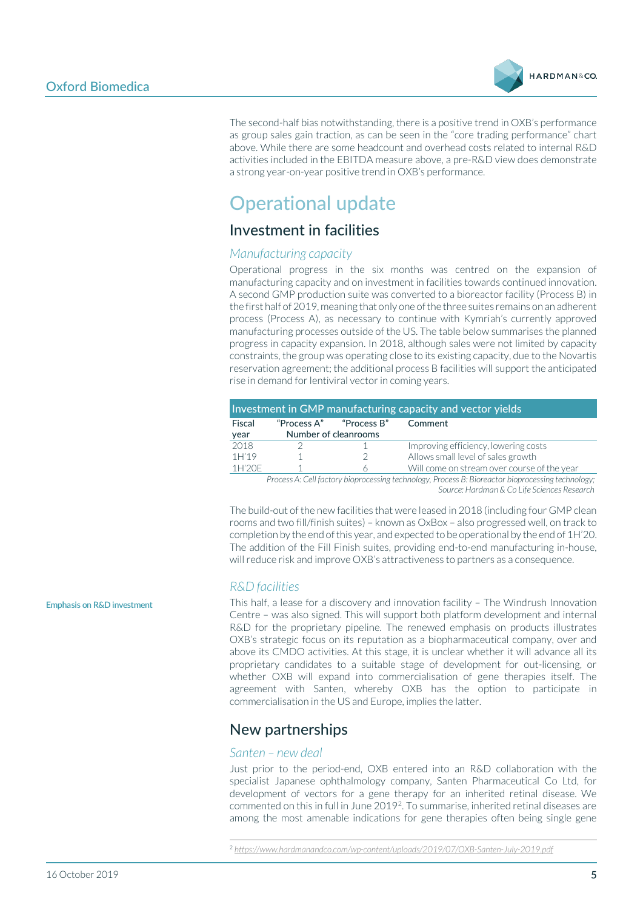The second-half bias notwithstanding, there is a positive trend in OXB's performance as group sales gain traction, as can be seen in the "core trading performance" chart above. While there are some headcount and overhead costs related to internal R&D activities included in the EBITDA measure above, a pre-R&D view does demonstrate a strong year-on-year positive trend in OXB's performance.

# Operational update

## Investment in facilities

### *Manufacturing capacity*

Operational progress in the six months was centred on the expansion of manufacturing capacity and on investment in facilities towards continued innovation. A second GMP production suite was converted to a bioreactor facility (Process B) in the first half of 2019, meaning that only one of the three suites remains on an adherent process (Process A), as necessary to continue with Kymriah's currently approved manufacturing processes outside of the US. The table below summarises the planned progress in capacity expansion. In 2018, although sales were not limited by capacity constraints, the group was operating close to its existing capacity, due to the Novartis reservation agreement; the additional process B facilities will support the anticipated rise in demand for lentiviral vector in coming years.

**Investment in GMP manufacturing capacity and vector yields**

| Fiscal year | "Process A" | "Process B" | Comment |
|---|---|---|---|
| | Number of cleanrooms | | |
| 2018 | 2 | 1 | Improving efficiency, lowering costs |
| 1H'19 | 1 | 2 | Allows small level of sales growth |
| 1H'20E | 1 | 6 | Will come on stream over course of the year |

*Process A: Cell factory bioprocessing technology, Process B: Bioreactor bioprocessing technology;*
*Source: Hardman & Co Life Sciences Research*

The build-out of the new facilities that were leased in 2018 (including four GMP clean rooms and two fill/finish suites) – known as OxBox – also progressed well, on track to completion by the end of this year, and expected to be operational by the end of 1H'20. The addition of the Fill Finish suites, providing end-to-end manufacturing in-house, will reduce risk and improve OXB's attractiveness to partners as a consequence.

### *R&D facilities*

Emphasis on R&D investment

This half, a lease for a discovery and innovation facility – The Windrush Innovation Centre – was also signed. This will support both platform development and internal R&D for the proprietary pipeline. The renewed emphasis on products illustrates OXB's strategic focus on its reputation as a biopharmaceutical company, over and above its CMDO activities. At this stage, it is unclear whether it will advance all its proprietary candidates to a suitable stage of development for out-licensing, or whether OXB will expand into commercialisation of gene therapies itself. The agreement with Santen, whereby OXB has the option to participate in commercialisation in the US and Europe, implies the latter.

## New partnerships

### *Santen – new deal*

Just prior to the period-end, OXB entered into an R&D collaboration with the specialist Japanese ophthalmology company, Santen Pharmaceutical Co Ltd, for development of vectors for a gene therapy for an inherited retinal disease. We commented on this in full in June 2019[2]. To summarise, inherited retinal diseases are among the most amenable indications for gene therapies often being single gene

[2] https://www.hardmanandco.com/wp-content/uploads/2019/07/OXB-Santen-July-2019.pdf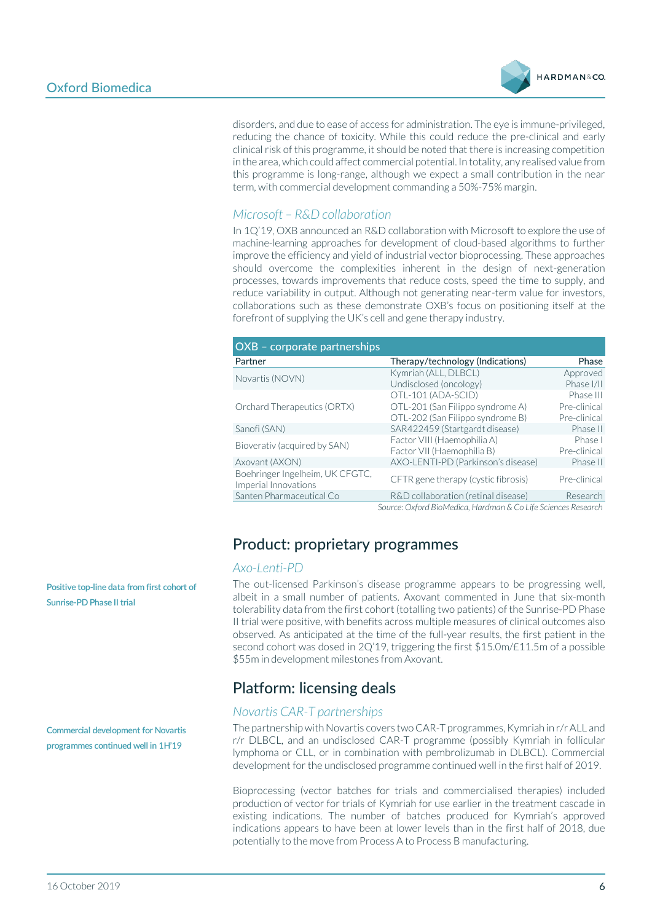disorders, and due to ease of access for administration. The eye is immune-privileged, reducing the chance of toxicity. While this could reduce the pre-clinical and early clinical risk of this programme, it should be noted that there is increasing competition in the area, which could affect commercial potential. In totality, any realised value from this programme is long-range, although we expect a small contribution in the near term, with commercial development commanding a 50%-75% margin.

### *Microsoft – R&D collaboration*

In 1Q'19, OXB announced an R&D collaboration with Microsoft to explore the use of machine-learning approaches for development of cloud-based algorithms to further improve the efficiency and yield of industrial vector bioprocessing. These approaches should overcome the complexities inherent in the design of next-generation processes, towards improvements that reduce costs, speed the time to supply, and reduce variability in output. Although not generating near-term value for investors, collaborations such as these demonstrate OXB's focus on positioning itself at the forefront of supplying the UK's cell and gene therapy industry.

**OXB – corporate partnerships**

| Partner | Therapy/technology (Indications) | Phase |
|---|---|---|
| Novartis (NOVN) | Kymriah (ALL, DLBCL) | Approved |
| | Undisclosed (oncology) | Phase I/II |
| Orchard Therapeutics (ORTX) | OTL-101 (ADA-SCID) | Phase III |
| | OTL-201 (San Filippo syndrome A) | Pre-clinical |
| | OTL-202 (San Filippo syndrome B) | Pre-clinical |
| Sanofi (SAN) | SAR422459 (Startgardt disease) | Phase II |
| Bioverativ (acquired by SAN) | Factor VIII (Haemophilia A) | Phase I |
| | Factor VII (Haemophilia B) | Pre-clinical |
| Axovant (AXON) | AXO-LENTI-PD (Parkinson's disease) | Phase II |
| Boehringer Ingelheim, UK CFGTC, Imperial Innovations | CFTR gene therapy (cystic fibrosis) | Pre-clinical |
| Santen Pharmaceutical Co | R&D collaboration (retinal disease) | Research |

*Source: Oxford BioMedica, Hardman & Co Life Sciences Research*

## Product: proprietary programmes

### *Axo-Lenti-PD*

Positive top-line data from first cohort of Sunrise-PD Phase II trial

The out-licensed Parkinson's disease programme appears to be progressing well, albeit in a small number of patients. Axovant commented in June that six-month tolerability data from the first cohort (totalling two patients) of the Sunrise-PD Phase II trial were positive, with benefits across multiple measures of clinical outcomes also observed. As anticipated at the time of the full-year results, the first patient in the second cohort was dosed in 2Q'19, triggering the first \$15.0m/£11.5m of a possible \$55m in development milestones from Axovant.

## Platform: licensing deals

### *Novartis CAR-T partnerships*

Commercial development for Novartis programmes continued well in 1H'19

The partnership with Novartis covers two CAR-T programmes, Kymriah in r/r ALL and r/r DLBCL, and an undisclosed CAR-T programme (possibly Kymriah in follicular lymphoma or CLL, or in combination with pembrolizumab in DLBCL). Commercial development for the undisclosed programme continued well in the first half of 2019.

Bioprocessing (vector batches for trials and commercialised therapies) included production of vector for trials of Kymriah for use earlier in the treatment cascade in existing indications. The number of batches produced for Kymriah's approved indications appears to have been at lower levels than in the first half of 2018, due potentially to the move from Process A to Process B manufacturing.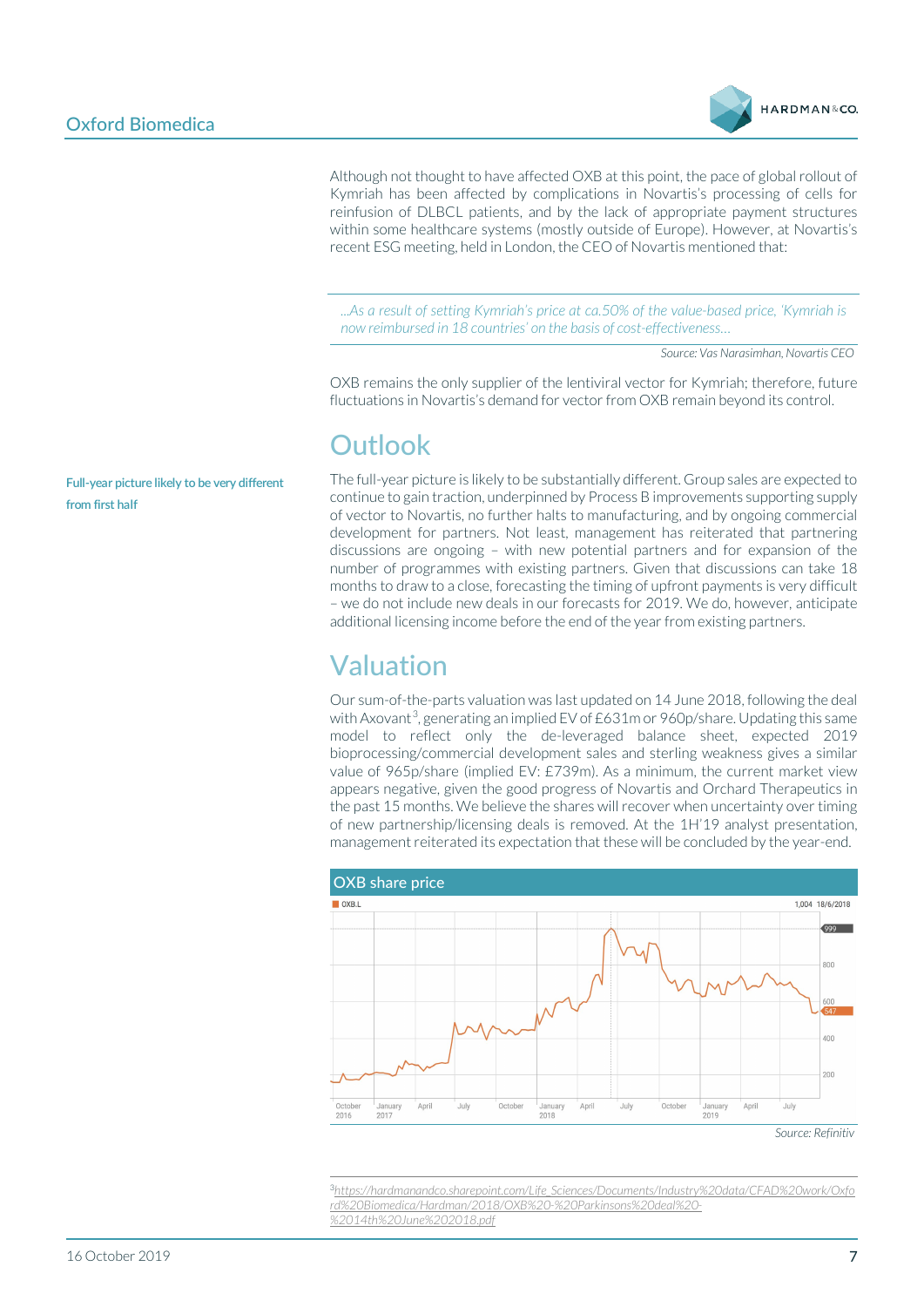Although not thought to have affected OXB at this point, the pace of global rollout of Kymriah has been affected by complications in Novartis's processing of cells for reinfusion of DLBCL patients, and by the lack of appropriate payment structures within some healthcare systems (mostly outside of Europe). However, at Novartis's recent ESG meeting, held in London, the CEO of Novartis mentioned that:

> *...As a result of setting Kymriah's price at ca.50% of the value-based price, 'Kymriah is now reimbursed in 18 countries' on the basis of cost-effectiveness...*

*Source: Vas Narasimhan, Novartis CEO*

OXB remains the only supplier of the lentiviral vector for Kymriah; therefore, future fluctuations in Novartis's demand for vector from OXB remain beyond its control.

## Outlook

**Full-year picture likely to be very different from first half**

The full-year picture is likely to be substantially different. Group sales are expected to continue to gain traction, underpinned by Process B improvements supporting supply of vector to Novartis, no further halts to manufacturing, and by ongoing commercial development for partners. Not least, management has reiterated that partnering discussions are ongoing – with new potential partners and for expansion of the number of programmes with existing partners. Given that discussions can take 18 months to draw to a close, forecasting the timing of upfront payments is very difficult – we do not include new deals in our forecasts for 2019. We do, however, anticipate additional licensing income before the end of the year from existing partners.

## Valuation

Our sum-of-the-parts valuation was last updated on 14 June 2018, following the deal with Axovant[3], generating an implied EV of £631m or 960p/share. Updating this same model to reflect only the de-leveraged balance sheet, expected 2019 bioprocessing/commercial development sales and sterling weakness gives a similar value of 965p/share (implied EV: £739m). As a minimum, the current market view appears negative, given the good progress of Novartis and Orchard Therapeutics in the past 15 months. We believe the shares will recover when uncertainty over timing of new partnership/licensing deals is removed. At the 1H'19 analyst presentation, management reiterated its expectation that these will be concluded by the year-end.

**OXB share price**

*Source: Refinitiv*

[3] https://hardmanandco.sharepoint.com/Life_Sciences/Documents/Industry%20data/CFAD%20work/Oxford%20Biomedica/Hardman/2018/OXB%20-%20Parkinsons%20deal%20-%2014th%20June%202018.pdf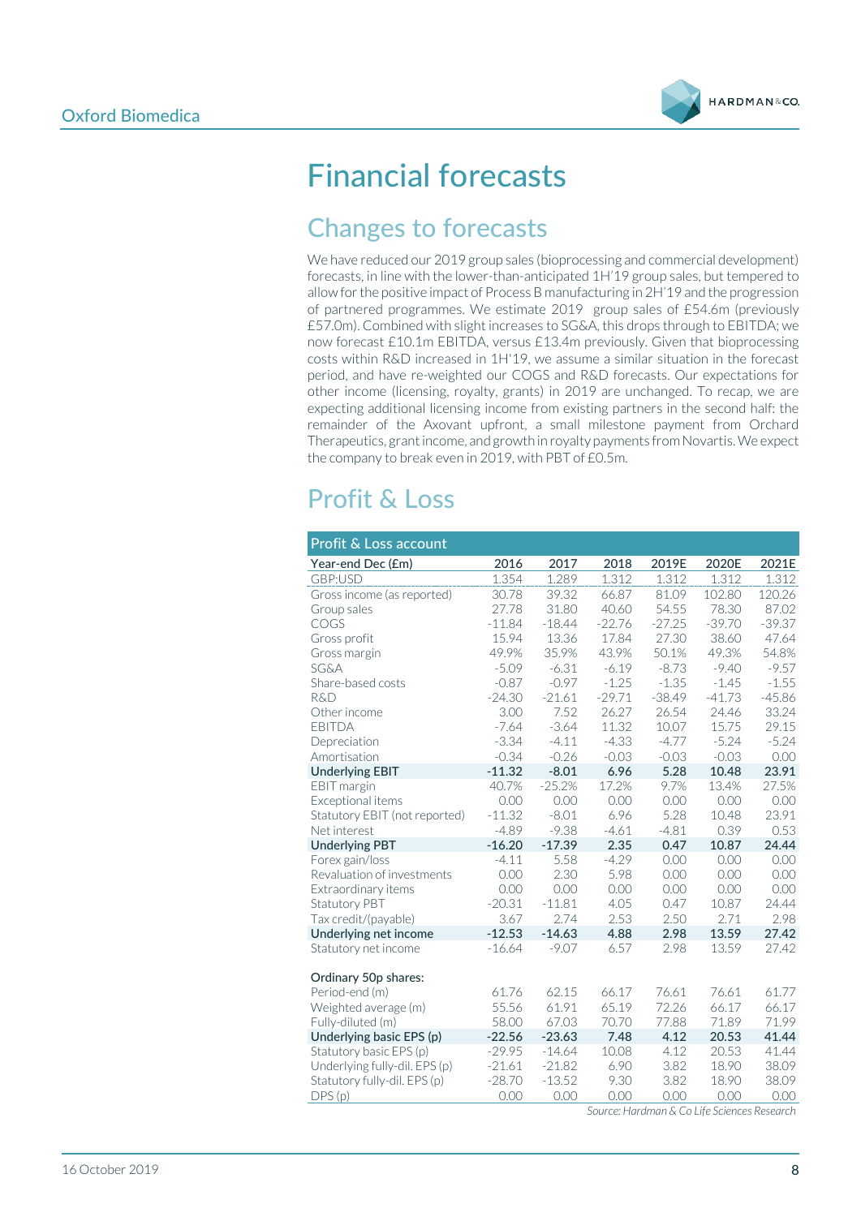# Financial forecasts

## Changes to forecasts

We have reduced our 2019 group sales (bioprocessing and commercial development) forecasts, in line with the lower-than-anticipated 1H'19 group sales, but tempered to allow for the positive impact of Process B manufacturing in 2H'19 and the progression of partnered programmes. We estimate 2019 group sales of £54.6m (previously £57.0m). Combined with slight increases to SG&A, this drops through to EBITDA; we now forecast £10.1m EBITDA, versus £13.4m previously. Given that bioprocessing costs within R&D increased in 1H'19, we assume a similar situation in the forecast period, and have re-weighted our COGS and R&D forecasts. Our expectations for other income (licensing, royalty, grants) in 2019 are unchanged. To recap, we are expecting additional licensing income from existing partners in the second half: the remainder of the Axovant upfront, a small milestone payment from Orchard Therapeutics, grant income, and growth in royalty payments from Novartis. We expect the company to break even in 2019, with PBT of £0.5m.

## Profit & Loss

| Profit & Loss account | | | | | | |
|---|---|---|---|---|---|---|
| **Year-end Dec (£m)** | **2016** | **2017** | **2018** | **2019E** | **2020E** | **2021E** |
| GBP:USD | 1.354 | 1.289 | 1.312 | 1.312 | 1.312 | 1.312 |
| Gross income (as reported) | 30.78 | 39.32 | 66.87 | 81.09 | 102.80 | 120.26 |
| Group sales | 27.78 | 31.80 | 40.60 | 54.55 | 78.30 | 87.02 |
| COGS | -11.84 | -18.44 | -22.76 | -27.25 | -39.70 | -39.37 |
| Gross profit | 15.94 | 13.36 | 17.84 | 27.30 | 38.60 | 47.64 |
| Gross margin | 49.9% | 35.9% | 43.9% | 50.1% | 49.3% | 54.8% |
| SG&A | -5.09 | -6.31 | -6.19 | -8.73 | -9.40 | -9.57 |
| Share-based costs | -0.87 | -0.97 | -1.25 | -1.35 | -1.45 | -1.55 |
| R&D | -24.30 | -21.61 | -29.71 | -38.49 | -41.73 | -45.86 |
| Other income | 3.00 | 7.52 | 26.27 | 26.54 | 24.46 | 33.24 |
| EBITDA | -7.64 | -3.64 | 11.32 | 10.07 | 15.75 | 29.15 |
| Depreciation | -3.34 | -4.11 | -4.33 | -4.77 | -5.24 | -5.24 |
| Amortisation | -0.34 | -0.26 | -0.03 | -0.03 | -0.03 | 0.00 |
| **Underlying EBIT** | **-11.32** | **-8.01** | **6.96** | **5.28** | **10.48** | **23.91** |
| EBIT margin | 40.7% | -25.2% | 17.2% | 9.7% | 13.4% | 27.5% |
| Exceptional items | 0.00 | 0.00 | 0.00 | 0.00 | 0.00 | 0.00 |
| Statutory EBIT (not reported) | -11.32 | -8.01 | 6.96 | 5.28 | 10.48 | 23.91 |
| Net interest | -4.89 | -9.38 | -4.61 | -4.81 | 0.39 | 0.53 |
| **Underlying PBT** | **-16.20** | **-17.39** | **2.35** | **0.47** | **10.87** | **24.44** |
| Forex gain/loss | -4.11 | 5.58 | -4.29 | 0.00 | 0.00 | 0.00 |
| Revaluation of investments | 0.00 | 2.30 | 5.98 | 0.00 | 0.00 | 0.00 |
| Extraordinary items | 0.00 | 0.00 | 0.00 | 0.00 | 0.00 | 0.00 |
| Statutory PBT | -20.31 | -11.81 | 4.05 | 0.47 | 10.87 | 24.44 |
| Tax credit/(payable) | 3.67 | 2.74 | 2.53 | 2.50 | 2.71 | 2.98 |
| **Underlying net income** | **-12.53** | **-14.63** | **4.88** | **2.98** | **13.59** | **27.42** |
| Statutory net income | -16.64 | -9.07 | 6.57 | 2.98 | 13.59 | 27.42 |
| | | | | | | |
| Ordinary 50p shares: | | | | | | |
| Period-end (m) | 61.76 | 62.15 | 66.17 | 76.61 | 76.61 | 61.77 |
| Weighted average (m) | 55.56 | 61.91 | 65.19 | 72.26 | 66.17 | 66.17 |
| Fully-diluted (m) | 58.00 | 67.03 | 70.70 | 77.88 | 71.89 | 71.99 |
| **Underlying basic EPS (p)** | **-22.56** | **-23.63** | **7.48** | **4.12** | **20.53** | **41.44** |
| Statutory basic EPS (p) | -29.95 | -14.64 | 10.08 | 4.12 | 20.53 | 41.44 |
| Underlying fully-dil. EPS (p) | -21.61 | -21.82 | 6.90 | 3.82 | 18.90 | 38.09 |
| Statutory fully-dil. EPS (p) | -28.70 | -13.52 | 9.30 | 3.82 | 18.90 | 38.09 |
| DPS (p) | 0.00 | 0.00 | 0.00 | 0.00 | 0.00 | 0.00 |

*Source: Hardman & Co Life Sciences Research*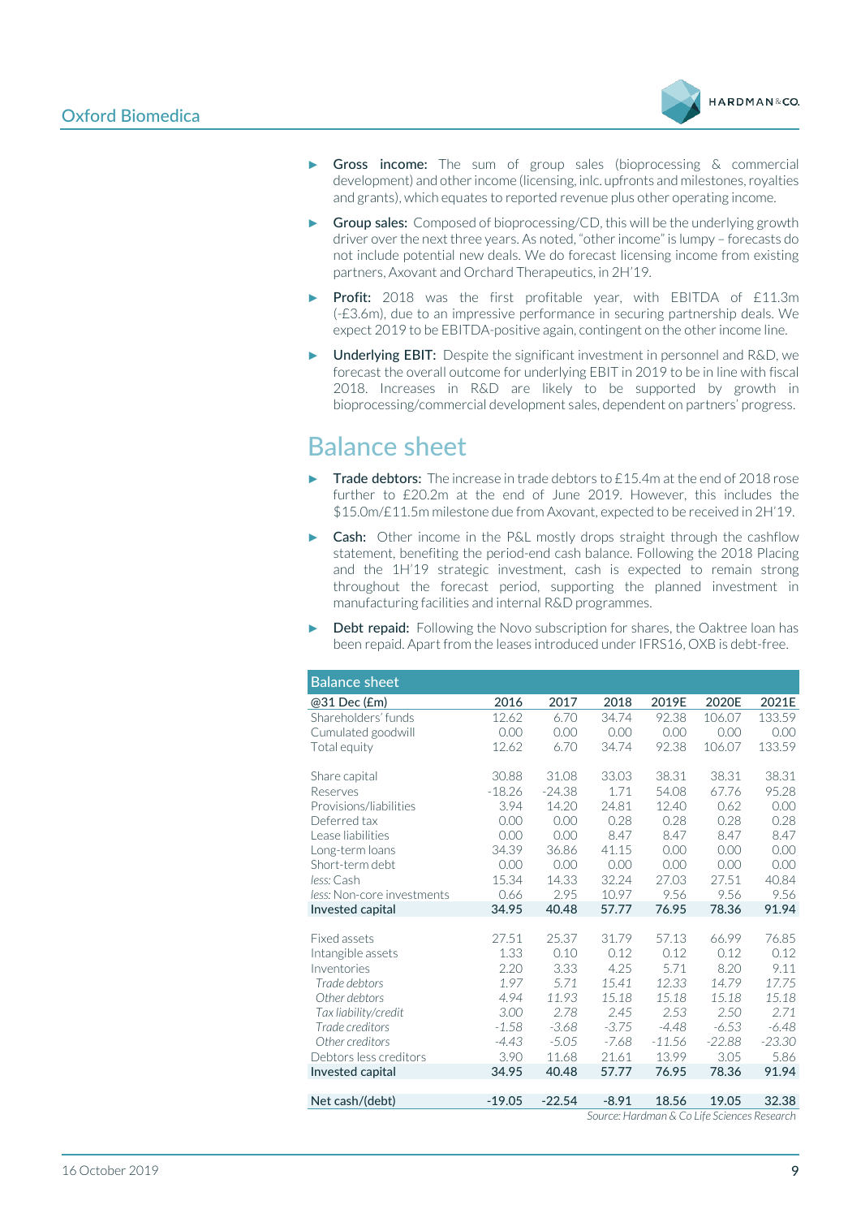- **Gross income:** The sum of group sales (bioprocessing & commercial development) and other income (licensing, inlc. upfronts and milestones, royalties and grants), which equates to reported revenue plus other operating income.
- **Group sales:** Composed of bioprocessing/CD, this will be the underlying growth driver over the next three years. As noted, "other income" is lumpy – forecasts do not include potential new deals. We do forecast licensing income from existing partners, Axovant and Orchard Therapeutics, in 2H'19.
- **Profit:** 2018 was the first profitable year, with EBITDA of £11.3m (-£3.6m), due to an impressive performance in securing partnership deals. We expect 2019 to be EBITDA-positive again, contingent on the other income line.
- **Underlying EBIT:** Despite the significant investment in personnel and R&D, we forecast the overall outcome for underlying EBIT in 2019 to be in line with fiscal 2018. Increases in R&D are likely to be supported by growth in bioprocessing/commercial development sales, dependent on partners' progress.

## Balance sheet

- **Trade debtors:** The increase in trade debtors to £15.4m at the end of 2018 rose further to £20.2m at the end of June 2019. However, this includes the $15.0m/£11.5m milestone due from Axovant, expected to be received in 2H'19.
- **Cash:** Other income in the P&L mostly drops straight through the cashflow statement, benefiting the period-end cash balance. Following the 2018 Placing and the 1H'19 strategic investment, cash is expected to remain strong throughout the forecast period, supporting the planned investment in manufacturing facilities and internal R&D programmes.
- **Debt repaid:** Following the Novo subscription for shares, the Oaktree loan has been repaid. Apart from the leases introduced under IFRS16, OXB is debt-free.

| Balance sheet | | | | | | |
|---|---|---|---|---|---|---|
| @31 Dec (£m) | 2016 | 2017 | 2018 | 2019E | 2020E | 2021E |
| Shareholders' funds | 12.62 | 6.70 | 34.74 | 92.38 | 106.07 | 133.59 |
| Cumulated goodwill | 0.00 | 0.00 | 0.00 | 0.00 | 0.00 | 0.00 |
| Total equity | 12.62 | 6.70 | 34.74 | 92.38 | 106.07 | 133.59 |
| | | | | | | |
| Share capital | 30.88 | 31.08 | 33.03 | 38.31 | 38.31 | 38.31 |
| Reserves | -18.26 | -24.38 | 1.71 | 54.08 | 67.76 | 95.28 |
| Provisions/liabilities | 3.94 | 14.20 | 24.81 | 12.40 | 0.62 | 0.00 |
| Deferred tax | 0.00 | 0.00 | 0.28 | 0.28 | 0.28 | 0.28 |
| Lease liabilities | 0.00 | 0.00 | 8.47 | 8.47 | 8.47 | 8.47 |
| Long-term loans | 34.39 | 36.86 | 41.15 | 0.00 | 0.00 | 0.00 |
| Short-term debt | 0.00 | 0.00 | 0.00 | 0.00 | 0.00 | 0.00 |
| *less:* Cash | 15.34 | 14.33 | 32.24 | 27.03 | 27.51 | 40.84 |
| *less:* Non-core investments | 0.66 | 2.95 | 10.97 | 9.56 | 9.56 | 9.56 |
| **Invested capital** | **34.95** | **40.48** | **57.77** | **76.95** | **78.36** | **91.94** |
| | | | | | | |
| Fixed assets | 27.51 | 25.37 | 31.79 | 57.13 | 66.99 | 76.85 |
| Intangible assets | 1.33 | 0.10 | 0.12 | 0.12 | 0.12 | 0.12 |
| Inventories | 2.20 | 3.33 | 4.25 | 5.71 | 8.20 | 9.11 |
| *Trade debtors* | *1.97* | *5.71* | *15.41* | *12.33* | *14.79* | *17.75* |
| *Other debtors* | *4.94* | *11.93* | *15.18* | *15.18* | *15.18* | *15.18* |
| *Tax liability/credit* | *3.00* | *2.78* | *2.45* | *2.53* | *2.50* | *2.71* |
| *Trade creditors* | *-1.58* | *-3.68* | *-3.75* | *-4.48* | *-6.53* | *-6.48* |
| *Other creditors* | *-4.43* | *-5.05* | *-7.68* | *-11.56* | *-22.88* | *-23.30* |
| Debtors less creditors | 3.90 | 11.68 | 21.61 | 13.99 | 3.05 | 5.86 |
| **Invested capital** | **34.95** | **40.48** | **57.77** | **76.95** | **78.36** | **91.94** |
| | | | | | | |
| **Net cash/(debt)** | **-19.05** | **-22.54** | **-8.91** | **18.56** | **19.05** | **32.38** |

*Source: Hardman & Co Life Sciences Research*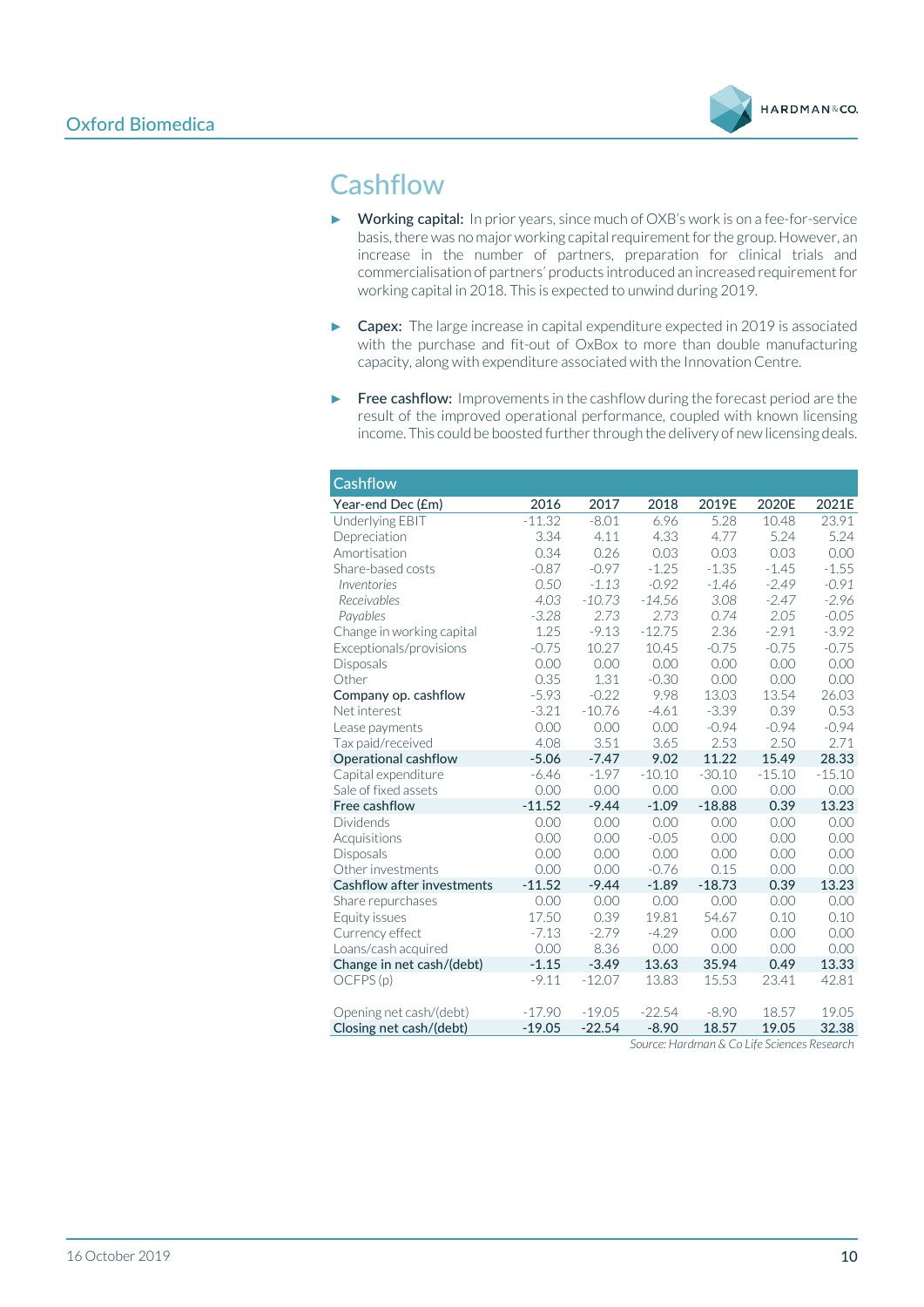# Cashflow

- **Working capital:** In prior years, since much of OXB's work is on a fee-for-service basis, there was no major working capital requirement for the group. However, an increase in the number of partners, preparation for clinical trials and commercialisation of partners' products introduced an increased requirement for working capital in 2018. This is expected to unwind during 2019.
- **Capex:** The large increase in capital expenditure expected in 2019 is associated with the purchase and fit-out of OxBox to more than double manufacturing capacity, along with expenditure associated with the Innovation Centre.
- **Free cashflow:** Improvements in the cashflow during the forecast period are the result of the improved operational performance, coupled with known licensing income. This could be boosted further through the delivery of new licensing deals.

| Cashflow | | | | | | |
|---|---|---|---|---|---|---|
| Year-end Dec (£m) | 2016 | 2017 | 2018 | 2019E | 2020E | 2021E |
| Underlying EBIT | -11.32 | -8.01 | 6.96 | 5.28 | 10.48 | 23.91 |
| Depreciation | 3.34 | 4.11 | 4.33 | 4.77 | 5.24 | 5.24 |
| Amortisation | 0.34 | 0.26 | 0.03 | 0.03 | 0.03 | 0.00 |
| Share-based costs | -0.87 | -0.97 | -1.25 | -1.35 | -1.45 | -1.55 |
| *Inventories* | *0.50* | *-1.13* | *-0.92* | *-1.46* | *-2.49* | *-0.91* |
| *Receivables* | *4.03* | *-10.73* | *-14.56* | *3.08* | *-2.47* | *-2.96* |
| *Payables* | *-3.28* | *2.73* | *2.73* | *0.74* | *2.05* | *-0.05* |
| Change in working capital | 1.25 | -9.13 | -12.75 | 2.36 | -2.91 | -3.92 |
| Exceptionals/provisions | -0.75 | 10.27 | 10.45 | -0.75 | -0.75 | -0.75 |
| Disposals | 0.00 | 0.00 | 0.00 | 0.00 | 0.00 | 0.00 |
| Other | 0.35 | 1.31 | -0.30 | 0.00 | 0.00 | 0.00 |
| **Company op. cashflow** | -5.93 | -0.22 | 9.98 | 13.03 | 13.54 | 26.03 |
| Net interest | -3.21 | -10.76 | -4.61 | -3.39 | 0.39 | 0.53 |
| Lease payments | 0.00 | 0.00 | 0.00 | -0.94 | -0.94 | -0.94 |
| Tax paid/received | 4.08 | 3.51 | 3.65 | 2.53 | 2.50 | 2.71 |
| **Operational cashflow** | **-5.06** | **-7.47** | **9.02** | **11.22** | **15.49** | **28.33** |
| Capital expenditure | -6.46 | -1.97 | -10.10 | -30.10 | -15.10 | -15.10 |
| Sale of fixed assets | 0.00 | 0.00 | 0.00 | 0.00 | 0.00 | 0.00 |
| **Free cashflow** | **-11.52** | **-9.44** | **-1.09** | **-18.88** | **0.39** | **13.23** |
| Dividends | 0.00 | 0.00 | 0.00 | 0.00 | 0.00 | 0.00 |
| Acquisitions | 0.00 | 0.00 | -0.05 | 0.00 | 0.00 | 0.00 |
| Disposals | 0.00 | 0.00 | 0.00 | 0.00 | 0.00 | 0.00 |
| Other investments | 0.00 | 0.00 | -0.76 | 0.15 | 0.00 | 0.00 |
| **Cashflow after investments** | **-11.52** | **-9.44** | **-1.89** | **-18.73** | **0.39** | **13.23** |
| Share repurchases | 0.00 | 0.00 | 0.00 | 0.00 | 0.00 | 0.00 |
| Equity issues | 17.50 | 0.39 | 19.81 | 54.67 | 0.10 | 0.10 |
| Currency effect | -7.13 | -2.79 | -4.29 | 0.00 | 0.00 | 0.00 |
| Loans/cash acquired | 0.00 | 8.36 | 0.00 | 0.00 | 0.00 | 0.00 |
| **Change in net cash/(debt)** | **-1.15** | **-3.49** | **13.63** | **35.94** | **0.49** | **13.33** |
| OCFPS (p) | -9.11 | -12.07 | 13.83 | 15.53 | 23.41 | 42.81 |
| | | | | | | |
| Opening net cash/(debt) | -17.90 | -19.05 | -22.54 | -8.90 | 18.57 | 19.05 |
| Closing net cash/(debt) | -19.05 | -22.54 | -8.90 | 18.57 | 19.05 | 32.38 |

*Source: Hardman & Co Life Sciences Research*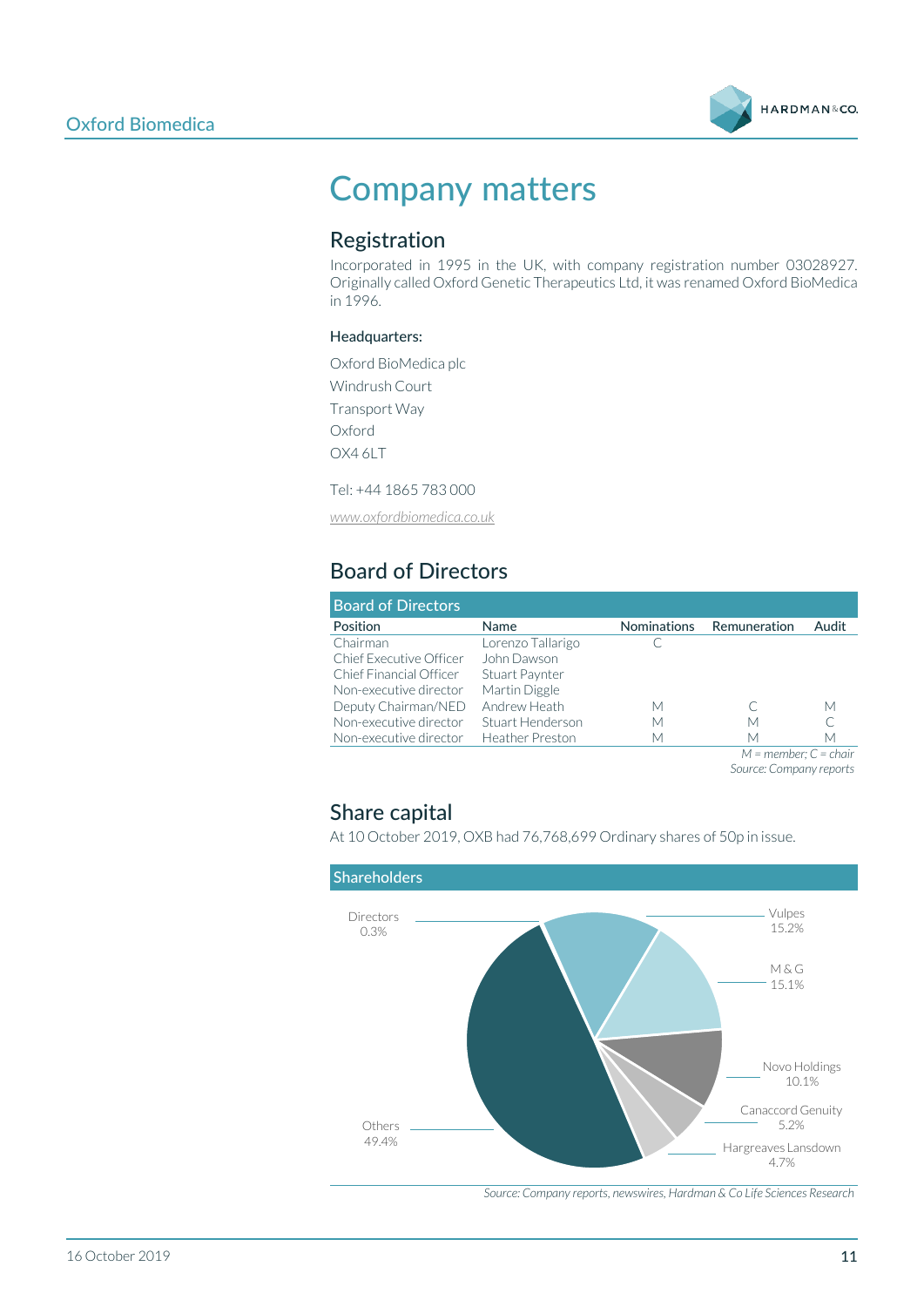# Company matters

## Registration

Incorporated in 1995 in the UK, with company registration number 03028927. Originally called Oxford Genetic Therapeutics Ltd, it was renamed Oxford BioMedica in 1996.

**Headquarters:**

Oxford BioMedica plc
Windrush Court
Transport Way
Oxford
OX4 6LT

Tel: +44 1865 783 000

*www.oxfordbiomedica.co.uk*

## Board of Directors

Board of Directors

| Position | Name | Nominations | Remuneration | Audit |
|---|---|---|---|---|
| Chairman | Lorenzo Tallarigo | C | | |
| Chief Executive Officer | John Dawson | | | |
| Chief Financial Officer | Stuart Paynter | | | |
| Non-executive director | Martin Diggle | | | |
| Deputy Chairman/NED | Andrew Heath | M | C | M |
| Non-executive director | Stuart Henderson | M | M | C |
| Non-executive director | Heather Preston | M | M | M |

*M = member; C = chair*
*Source: Company reports*

## Share capital

At 10 October 2019, OXB had 76,768,699 Ordinary shares of 50p in issue.

Shareholders

| Shareholder | % |
|---|---|
| Directors | 0.3% |
| Vulpes | 15.2% |
| M & G | 15.1% |
| Novo Holdings | 10.1% |
| Canaccord Genuity | 5.2% |
| Hargreaves Lansdown | 4.7% |
| Others | 49.4% |

*Source: Company reports, newswires, Hardman & Co Life Sciences Research*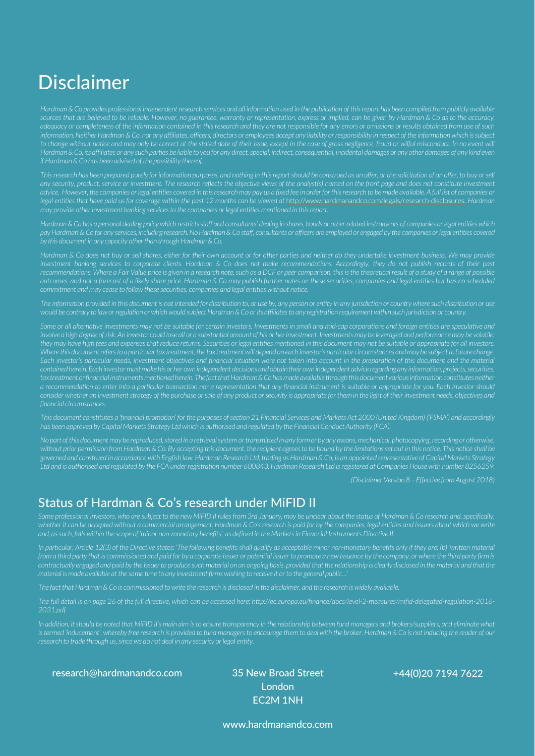# Disclaimer

*Hardman & Co provides professional independent research services and all information used in the publication of this report has been compiled from publicly available sources that are believed to be reliable. However, no guarantee, warranty or representation, express or implied, can be given by Hardman & Co as to the accuracy, adequacy or completeness of the information contained in this research and they are not responsible for any errors or omissions or results obtained from use of such information. Neither Hardman & Co, nor any affiliates, officers, directors or employees accept any liability or responsibility in respect of the information which is subject to change without notice and may only be correct at the stated date of their issue, except in the case of gross negligence, fraud or wilful misconduct. In no event will Hardman & Co, its affiliates or any such parties be liable to you for any direct, special, indirect, consequential, incidental damages or any other damages of any kind even if Hardman & Co has been advised of the possibility thereof.*

*This research has been prepared purely for information purposes, and nothing in this report should be construed as an offer, or the solicitation of an offer, to buy or sell any security, product, service or investment. The research reflects the objective views of the analyst(s) named on the front page and does not constitute investment advice. However, the companies or legal entities covered in this research may pay us a fixed fee in order for this research to be made available. A full list of companies or legal entities that have paid us for coverage within the past 12 months can be viewed at* http://www.hardmanandco.com/legals/research-disclosures. *Hardman may provide other investment banking services to the companies or legal entities mentioned in this report.*

*Hardman & Co has a personal dealing policy which restricts staff and consultants' dealing in shares, bonds or other related instruments of companies or legal entities which pay Hardman & Co for any services, including research. No Hardman & Co staff, consultants or officers are employed or engaged by the companies or legal entities covered by this document in any capacity other than through Hardman & Co.*

*Hardman & Co does not buy or sell shares, either for their own account or for other parties and neither do they undertake investment business. We may provide investment banking services to corporate clients. Hardman & Co does not make recommendations. Accordingly, they do not publish records of their past recommendations. Where a Fair Value price is given in a research note, such as a DCF or peer comparison, this is the theoretical result of a study of a range of possible outcomes, and not a forecast of a likely share price. Hardman & Co may publish further notes on these securities, companies and legal entities but has no scheduled commitment and may cease to follow these securities, companies and legal entities without notice.*

*The information provided in this document is not intended for distribution to, or use by, any person or entity in any jurisdiction or country where such distribution or use would be contrary to law or regulation or which would subject Hardman & Co or its affiliates to any registration requirement within such jurisdiction or country.*

*Some or all alternative investments may not be suitable for certain investors. Investments in small and mid-cap corporations and foreign entities are speculative and involve a high degree of risk. An investor could lose all or a substantial amount of his or her investment. Investments may be leveraged and performance may be volatile; they may have high fees and expenses that reduce returns. Securities or legal entities mentioned in this document may not be suitable or appropriate for all investors. Where this document refers to a particular tax treatment, the tax treatment will depend on each investor's particular circumstances and may be subject to future change. Each investor's particular needs, investment objectives and financial situation were not taken into account in the preparation of this document and the material contained herein. Each investor must make his or her own independent decisions and obtain their own independent advice regarding any information, projects, securities, tax treatment or financial instruments mentioned herein. The fact that Hardman & Co has made available through this document various information constitutes neither a recommendation to enter into a particular transaction nor a representation that any financial instrument is suitable or appropriate for you. Each investor should consider whether an investment strategy of the purchase or sale of any product or security is appropriate for them in the light of their investment needs, objectives and financial circumstances.*

*This document constitutes a 'financial promotion' for the purposes of section 21 Financial Services and Markets Act 2000 (United Kingdom) ('FSMA') and accordingly has been approved by Capital Markets Strategy Ltd which is authorised and regulated by the Financial Conduct Authority (FCA).*

*No part of this document may be reproduced, stored in a retrieval system or transmitted in any form or by any means, mechanical, photocopying, recording or otherwise, without prior permission from Hardman & Co. By accepting this document, the recipient agrees to be bound by the limitations set out in this notice. This notice shall be governed and construed in accordance with English law. Hardman Research Ltd, trading as Hardman & Co, is an appointed representative of Capital Markets Strategy Ltd and is authorised and regulated by the FCA under registration number 600843. Hardman Research Ltd is registered at Companies House with number 8256259.*

*(Disclaimer Version 8 – Effective from August 2018)*

## Status of Hardman & Co's research under MiFID II

*Some professional investors, who are subject to the new MiFID II rules from 3rd January, may be unclear about the status of Hardman & Co research and, specifically, whether it can be accepted without a commercial arrangement. Hardman & Co's research is paid for by the companies, legal entities and issuers about which we write and, as such, falls within the scope of 'minor non-monetary benefits', as defined in the Markets in Financial Instruments Directive II.*

*In particular, Article 12(3) of the Directive states: 'The following benefits shall qualify as acceptable minor non-monetary benefits only if they are: (b) 'written material from a third party that is commissioned and paid for by a corporate issuer or potential issuer to promote a new issuance by the company, or where the third party firm is contractually engaged and paid by the issuer to produce such material on an ongoing basis, provided that the relationship is clearly disclosed in the material and that the material is made available at the same time to any investment firms wishing to receive it or to the general public…'*

*The fact that Hardman & Co is commissioned to write the research is disclosed in the disclaimer, and the research is widely available.*

*The full detail is on page 26 of the full directive, which can be accessed here: http://ec.europa.eu/finance/docs/level-2-measures/mifid-delegated-regulation-2016-2031.pdf*

*In addition, it should be noted that MiFID II's main aim is to ensure transparency in the relationship between fund managers and brokers/suppliers, and eliminate what is termed 'inducement', whereby free research is provided to fund managers to encourage them to deal with the broker. Hardman & Co is not inducing the reader of our research to trade through us, since we do not deal in any security or legal entity.*

research@hardmanandco.com

35 New Broad Street
London
EC2M 1NH

+44(0)20 7194 7622

www.hardmanandco.com